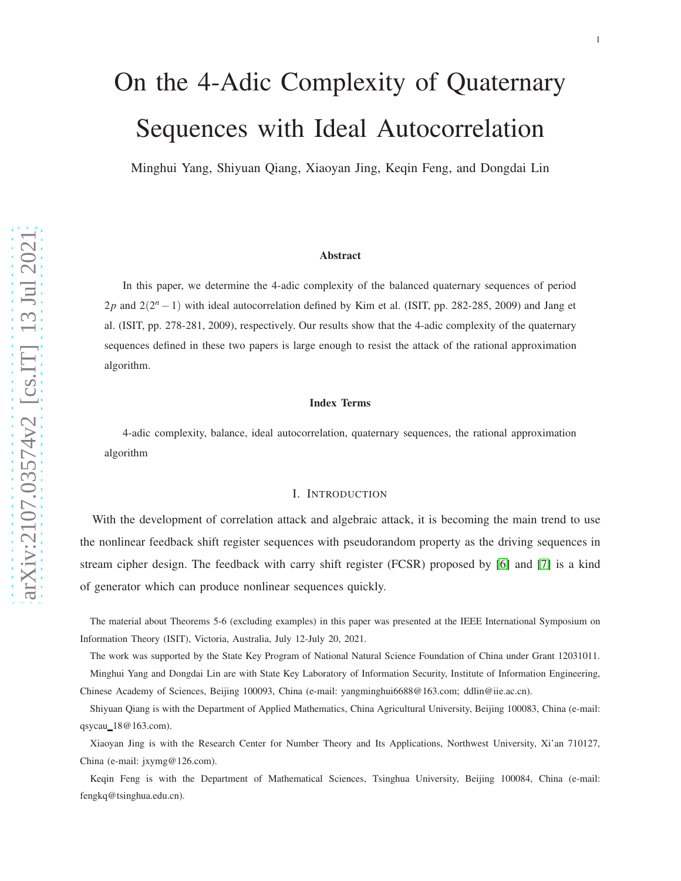# On the 4-Adic Complexity of Quaternary Sequences with Ideal Autocorrelation

Minghui Yang, Shiyuan Qiang, Xiaoyan Jing, Keqin Feng, and Dongdai Lin

### Abstract

In this paper, we determine the 4-adic complexity of the balanced quaternary sequences of period $2p$ and $2(2^n-1)$ with ideal autocorrelation defined by Kim et al. (ISIT, pp. 282-285, 2009) and Jang et al. (ISIT, pp. 278-281, 2009), respectively. Our results show that the 4-adic complexity of the quaternary sequences defined in these two papers is large enough to resist the attack of the rational approximation algorithm.

### Index Terms

4-adic complexity, balance, ideal autocorrelation, quaternary sequences, the rational approximation algorithm

## I. Introduction

With the development of correlation attack and algebraic attack, it is becoming the main trend to use the nonlinear feedback shift register sequences with pseudorandom property as the driving sequences in stream cipher design. The feedback with carry shift register (FCSR) proposed by [6] and [7] is a kind of generator which can produce nonlinear sequences quickly.

The material about Theorems 5-6 (excluding examples) in this paper was presented at the IEEE International Symposium on Information Theory (ISIT), Victoria, Australia, July 12-July 20, 2021.

The work was supported by the State Key Program of National Natural Science Foundation of China under Grant 12031011.

Minghui Yang and Dongdai Lin are with State Key Laboratory of Information Security, Institute of Information Engineering, Chinese Academy of Sciences, Beijing 100093, China (e-mail: yangminghui6688@163.com; ddlin@iie.ac.cn).

Shiyuan Qiang is with the Department of Applied Mathematics, China Agricultural University, Beijing 100083, China (e-mail: qsycau_18@163.com).

Xiaoyan Jing is with the Research Center for Number Theory and Its Applications, Northwest University, Xi'an 710127, China (e-mail: jxymg@126.com).

Keqin Feng is with the Department of Mathematical Sciences, Tsinghua University, Beijing 100084, China (e-mail: fengkq@tsinghua.edu.cn).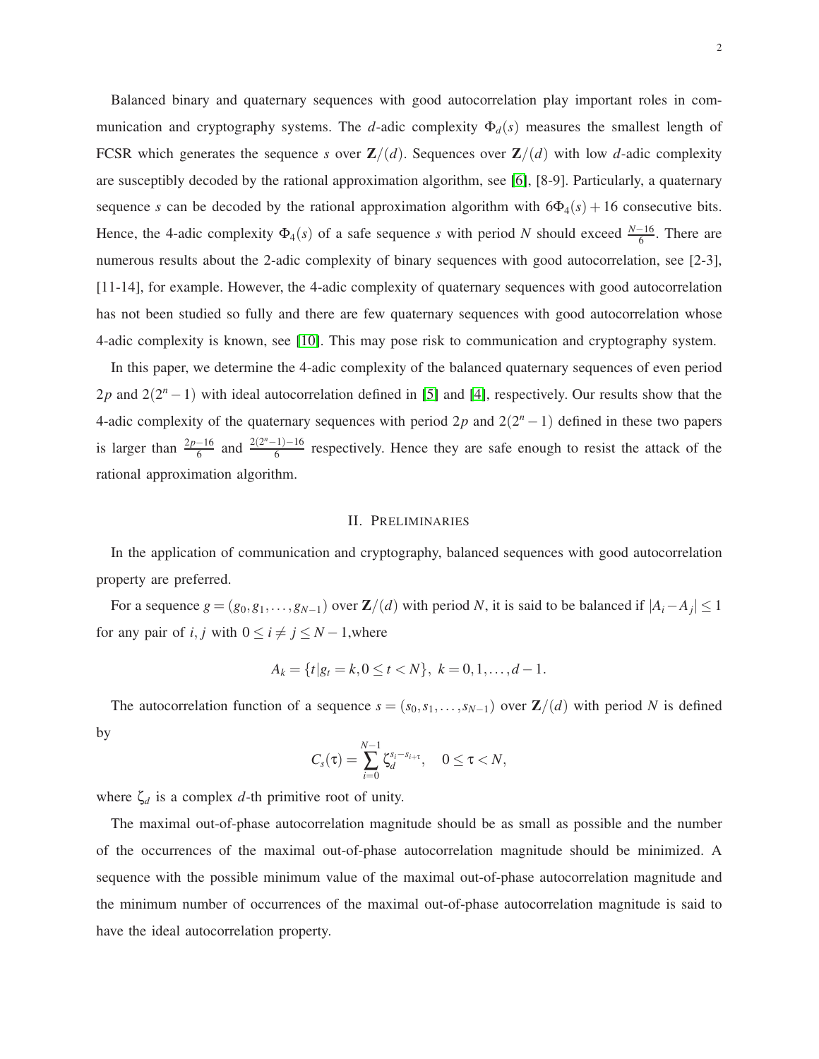Balanced binary and quaternary sequences with good autocorrelation play important roles in communication and cryptography systems. The $d$-adic complexity $\Phi_d(s)$ measures the smallest length of FCSR which generates the sequence $s$ over $\mathbf{Z}/(d)$. Sequences over $\mathbf{Z}/(d)$ with low $d$-adic complexity are susceptibly decoded by the rational approximation algorithm, see [6], [8-9]. Particularly, a quaternary sequence $s$ can be decoded by the rational approximation algorithm with $6\Phi_4(s)+16$ consecutive bits. Hence, the 4-adic complexity $\Phi_4(s)$ of a safe sequence $s$ with period $N$ should exceed $\frac{N-16}{6}$. There are numerous results about the 2-adic complexity of binary sequences with good autocorrelation, see [2-3], [11-14], for example. However, the 4-adic complexity of quaternary sequences with good autocorrelation has not been studied so fully and there are few quaternary sequences with good autocorrelation whose 4-adic complexity is known, see [10]. This may pose risk to communication and cryptography system.

In this paper, we determine the 4-adic complexity of the balanced quaternary sequences of even period $2p$ and $2(2^n-1)$ with ideal autocorrelation defined in [5] and [4], respectively. Our results show that the 4-adic complexity of the quaternary sequences with period $2p$ and $2(2^n-1)$ defined in these two papers is larger than $\frac{2p-16}{6}$ and $\frac{2(2^n-1)-16}{6}$ respectively. Hence they are safe enough to resist the attack of the rational approximation algorithm.

## II. Preliminaries

In the application of communication and cryptography, balanced sequences with good autocorrelation property are preferred.

For a sequence $g=(g_0,g_1,\ldots,g_{N-1})$ over $\mathbf{Z}/(d)$ with period $N$, it is said to be balanced if $|A_i-A_j|\leq 1$ for any pair of $i,j$ with $0\leq i\neq j\leq N-1$,where

$$A_k=\{t|g_t=k,0\leq t<N\},\ k=0,1,\ldots,d-1.$$

The autocorrelation function of a sequence $s=(s_0,s_1,\ldots,s_{N-1})$ over $\mathbf{Z}/(d)$ with period $N$ is defined by

$$C_s(\tau)=\sum_{i=0}^{N-1}\zeta_d^{s_i-s_{i+\tau}},\quad 0\leq\tau<N,$$

where $\zeta_d$ is a complex $d$-th primitive root of unity.

The maximal out-of-phase autocorrelation magnitude should be as small as possible and the number of the occurrences of the maximal out-of-phase autocorrelation magnitude should be minimized. A sequence with the possible minimum value of the maximal out-of-phase autocorrelation magnitude and the minimum number of occurrences of the maximal out-of-phase autocorrelation magnitude is said to have the ideal autocorrelation property.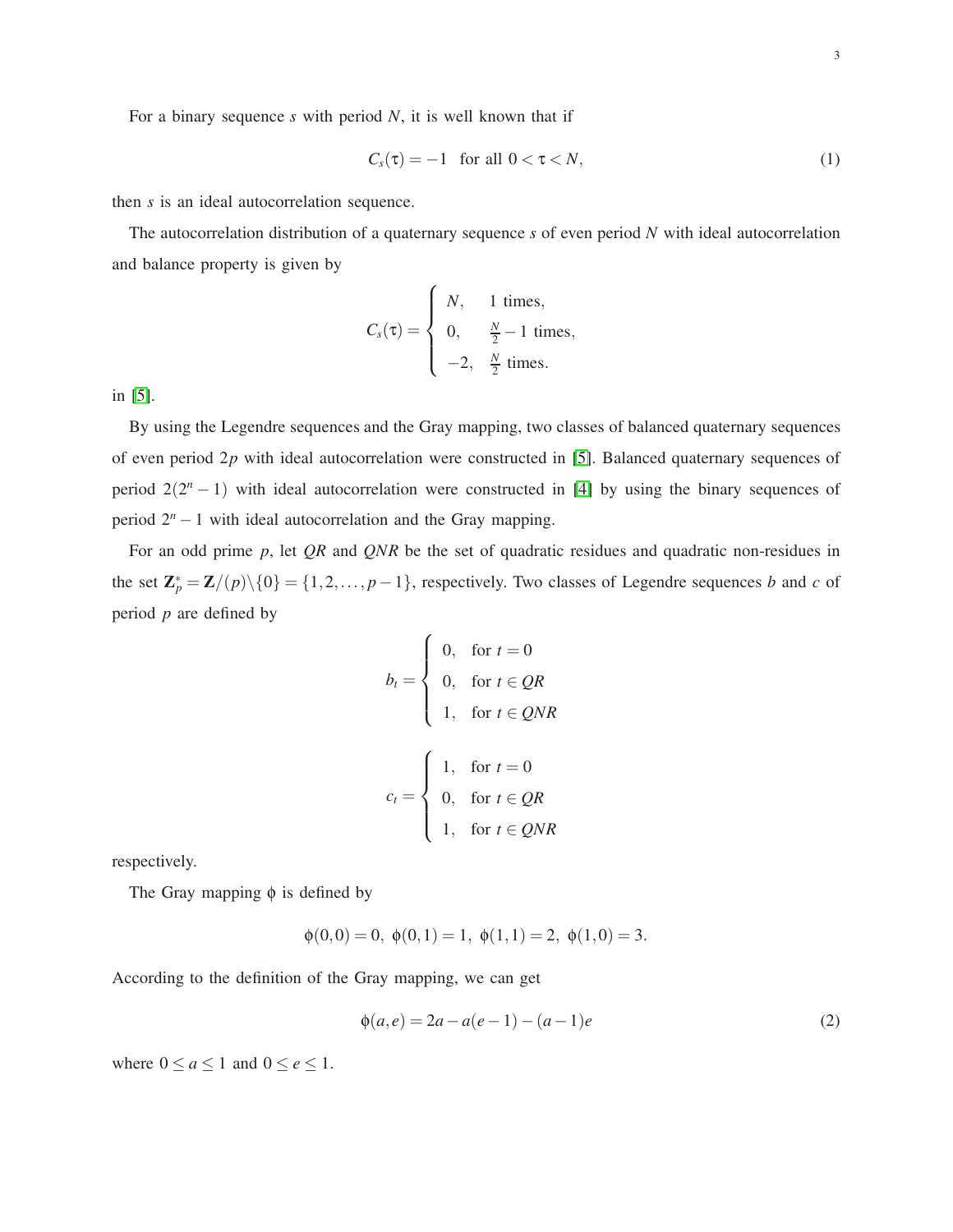For a binary sequence $s$ with period $N$, it is well known that if

$$C_s(\tau) = -1 \quad \text{for all } 0 < \tau < N, \tag{1}$$

then $s$ is an ideal autocorrelation sequence.

The autocorrelation distribution of a quaternary sequence $s$ of even period $N$ with ideal autocorrelation and balance property is given by

$$C_s(\tau) = \begin{cases} N, & 1 \text{ times}, \\ 0, & \frac{N}{2} - 1 \text{ times}, \\ -2, & \frac{N}{2} \text{ times}. \end{cases}$$

in [5].

By using the Legendre sequences and the Gray mapping, two classes of balanced quaternary sequences of even period $2p$ with ideal autocorrelation were constructed in [5]. Balanced quaternary sequences of period $2(2^n - 1)$ with ideal autocorrelation were constructed in [4] by using the binary sequences of period $2^n - 1$ with ideal autocorrelation and the Gray mapping.

For an odd prime $p$, let $QR$ and $QNR$ be the set of quadratic residues and quadratic non-residues in the set $\mathbf{Z}_p^* = \mathbf{Z}/(p) \backslash \{0\} = \{1, 2, \ldots, p-1\}$, respectively. Two classes of Legendre sequences $b$ and $c$ of period $p$ are defined by

$$b_t = \begin{cases} 0, & \text{for } t = 0 \\ 0, & \text{for } t \in QR \\ 1, & \text{for } t \in QNR \end{cases}$$

$$c_t = \begin{cases} 1, & \text{for } t = 0 \\ 0, & \text{for } t \in QR \\ 1, & \text{for } t \in QNR \end{cases}$$

respectively.

The Gray mapping $\phi$ is defined by

$$\phi(0,0) = 0, \; \phi(0,1) = 1, \; \phi(1,1) = 2, \; \phi(1,0) = 3.$$

According to the definition of the Gray mapping, we can get

$$\phi(a,e) = 2a - a(e-1) - (a-1)e \tag{2}$$

where $0 \leq a \leq 1$ and $0 \leq e \leq 1$.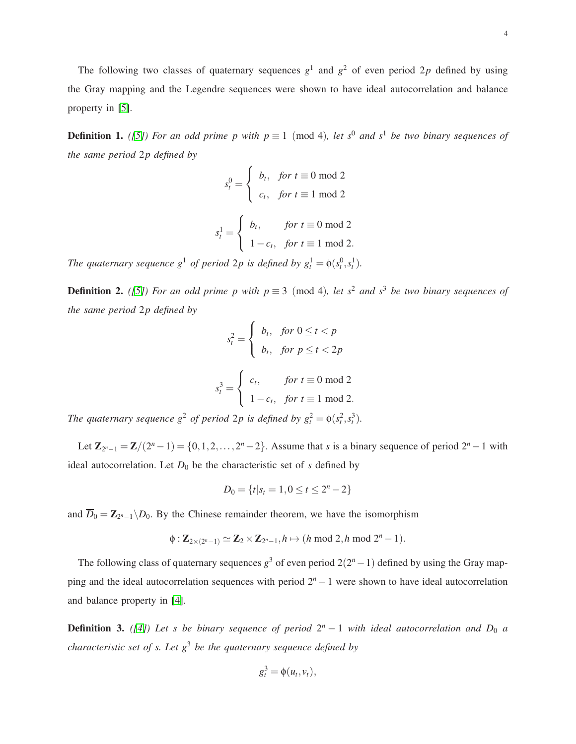The following two classes of quaternary sequences $g^1$ and $g^2$ of even period $2p$ defined by using the Gray mapping and the Legendre sequences were shown to have ideal autocorrelation and balance property in [5].

**Definition 1.** *([5]) For an odd prime $p$ with $p \equiv 1 \pmod 4$, let $s^0$ and $s^1$ be two binary sequences of the same period $2p$ defined by*

$$s_t^0 = \begin{cases} b_t, & \text{for } t \equiv 0 \bmod 2 \\ c_t, & \text{for } t \equiv 1 \bmod 2 \end{cases}$$

$$s_t^1 = \begin{cases} b_t, & \text{for } t \equiv 0 \bmod 2 \\ 1 - c_t, & \text{for } t \equiv 1 \bmod 2. \end{cases}$$

*The quaternary sequence $g^1$ of period $2p$ is defined by $g_t^1 = \phi(s_t^0, s_t^1)$.*

**Definition 2.** *([5]) For an odd prime $p$ with $p \equiv 3 \pmod 4$, let $s^2$ and $s^3$ be two binary sequences of the same period $2p$ defined by*

$$s_t^2 = \begin{cases} b_t, & \text{for } 0 \le t < p \\ b_t, & \text{for } p \le t < 2p \end{cases}$$

$$s_t^3 = \begin{cases} c_t, & \text{for } t \equiv 0 \bmod 2 \\ 1 - c_t, & \text{for } t \equiv 1 \bmod 2. \end{cases}$$

*The quaternary sequence $g^2$ of period $2p$ is defined by $g_t^2 = \phi(s_t^2, s_t^3)$.*

Let $\mathbf{Z}_{2^n-1} = \mathbf{Z}/(2^n - 1) = \{0, 1, 2, \ldots, 2^n - 2\}$. Assume that $s$ is a binary sequence of period $2^n - 1$ with ideal autocorrelation. Let $D_0$ be the characteristic set of $s$ defined by

$$D_0 = \{t | s_t = 1, 0 \le t \le 2^n - 2\}$$

and $\overline{D}_0 = \mathbf{Z}_{2^n-1} \backslash D_0$. By the Chinese remainder theorem, we have the isomorphism

$$\phi : \mathbf{Z}_{2 \times (2^n-1)} \simeq \mathbf{Z}_2 \times \mathbf{Z}_{2^n-1}, h \mapsto (h \bmod 2, h \bmod 2^n - 1).$$

The following class of quaternary sequences $g^3$ of even period $2(2^n - 1)$ defined by using the Gray mapping and the ideal autocorrelation sequences with period $2^n - 1$ were shown to have ideal autocorrelation and balance property in [4].

**Definition 3.** *([4]) Let $s$ be binary sequence of period $2^n - 1$ with ideal autocorrelation and $D_0$ a characteristic set of $s$. Let $g^3$ be the quaternary sequence defined by*

$$g_t^3 = \phi(u_t, v_t),$$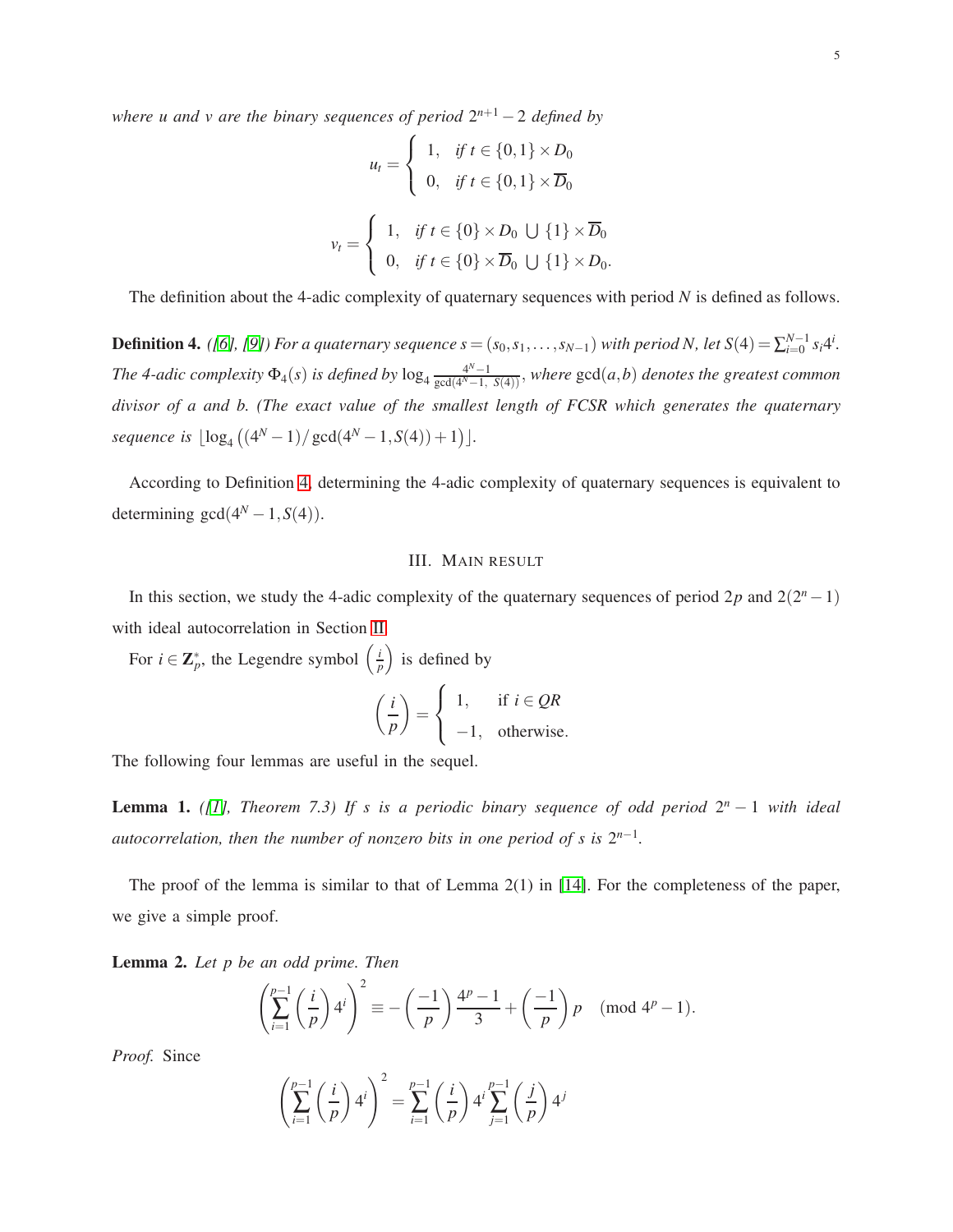*where u and v are the binary sequences of period $2^{n+1}-2$ defined by*

$$u_t = \begin{cases} 1, & \text{if } t \in \{0,1\} \times D_0 \\ 0, & \text{if } t \in \{0,1\} \times \overline{D}_0 \end{cases}$$

$$v_t = \begin{cases} 1, & \text{if } t \in \{0\} \times D_0 \bigcup \{1\} \times \overline{D}_0 \\ 0, & \text{if } t \in \{0\} \times \overline{D}_0 \bigcup \{1\} \times D_0. \end{cases}$$

The definition about the 4-adic complexity of quaternary sequences with period $N$ is defined as follows.

**Definition 4.** *([6], [9]) For a quaternary sequence $s = (s_0, s_1, \ldots, s_{N-1})$ with period $N$, let $S(4) = \sum_{i=0}^{N-1} s_i 4^i$. The 4-adic complexity $\Phi_4(s)$ is defined by $\log_4 \frac{4^N-1}{\gcd(4^N-1,\ S(4))}$, where $\gcd(a,b)$ denotes the greatest common divisor of a and b. (The exact value of the smallest length of FCSR which generates the quaternary sequence is $\lfloor \log_4 \left((4^N-1)/\gcd(4^N-1, S(4))+1\right) \rfloor$.*

According to Definition 4, determining the 4-adic complexity of quaternary sequences is equivalent to determining $\gcd(4^N-1, S(4))$.

## III. Main result

In this section, we study the 4-adic complexity of the quaternary sequences of period $2p$ and $2(2^n-1)$ with ideal autocorrelation in Section II.

For $i \in \mathbf{Z}_p^*$, the Legendre symbol $\left(\frac{i}{p}\right)$ is defined by

$$\left(\frac{i}{p}\right) = \begin{cases} 1, & \text{if } i \in QR \\ -1, & \text{otherwise.} \end{cases}$$

The following four lemmas are useful in the sequel.

**Lemma 1.** *([1], Theorem 7.3) If s is a periodic binary sequence of odd period $2^n-1$ with ideal autocorrelation, then the number of nonzero bits in one period of s is $2^{n-1}$.*

The proof of the lemma is similar to that of Lemma 2(1) in [14]. For the completeness of the paper, we give a simple proof.

**Lemma 2.** *Let p be an odd prime. Then*

$$\left(\sum_{i=1}^{p-1} \left(\frac{i}{p}\right) 4^i\right)^2 \equiv -\left(\frac{-1}{p}\right)\frac{4^p-1}{3} + \left(\frac{-1}{p}\right)p \pmod{4^p-1}.$$

*Proof.* Since

$$\left(\sum_{i=1}^{p-1} \left(\frac{i}{p}\right) 4^i\right)^2 = \sum_{i=1}^{p-1} \left(\frac{i}{p}\right) 4^i \sum_{j=1}^{p-1} \left(\frac{j}{p}\right) 4^j$$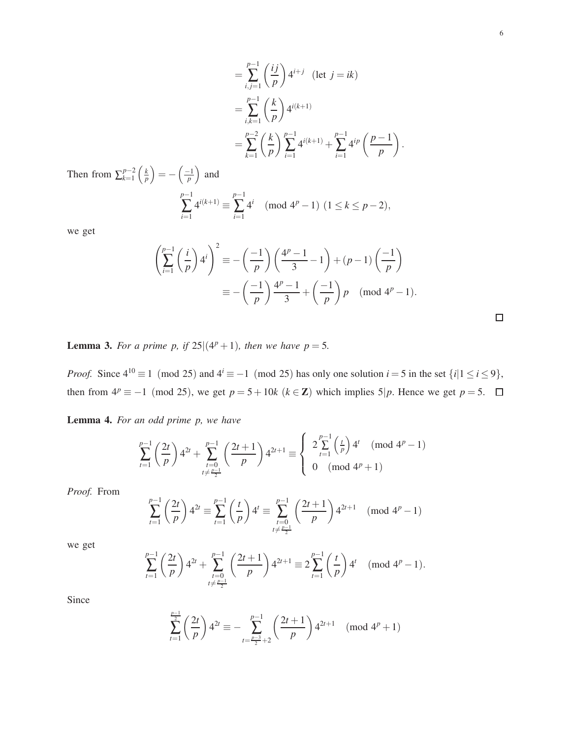$$
\begin{aligned}
&= \sum_{i,j=1}^{p-1} \left(\frac{ij}{p}\right) 4^{i+j} \quad (\text{let } j = ik) \\
&= \sum_{i,k=1}^{p-1} \left(\frac{k}{p}\right) 4^{i(k+1)} \\
&= \sum_{k=1}^{p-2} \left(\frac{k}{p}\right) \sum_{i=1}^{p-1} 4^{i(k+1)} + \sum_{i=1}^{p-1} 4^{ip} \left(\frac{p-1}{p}\right).
\end{aligned}
$$

Then from $\sum_{k=1}^{p-2} \left(\frac{k}{p}\right) = -\left(\frac{-1}{p}\right)$ and

$$
\sum_{i=1}^{p-1} 4^{i(k+1)} \equiv \sum_{i=1}^{p-1} 4^{i} \pmod{4^p - 1} \ (1 \leq k \leq p-2),
$$

we get

$$
\begin{aligned}
\left(\sum_{i=1}^{p-1} \left(\frac{i}{p}\right) 4^i\right)^2 &\equiv -\left(\frac{-1}{p}\right)\left(\frac{4^p-1}{3} - 1\right) + (p-1)\left(\frac{-1}{p}\right) \\
&\equiv -\left(\frac{-1}{p}\right)\frac{4^p-1}{3} + \left(\frac{-1}{p}\right)p \pmod{4^p-1}.
\end{aligned}
$$

□

**Lemma 3.** *For a prime $p$, if $25 | (4^p + 1)$, then we have $p = 5$.*

*Proof.* Since $4^{10} \equiv 1 \pmod{25}$ and $4^i \equiv -1 \pmod{25}$ has only one solution $i = 5$ in the set $\{i | 1 \leq i \leq 9\}$, then from $4^p \equiv -1 \pmod{25}$, we get $p = 5 + 10k$ $(k \in \mathbf{Z})$ which implies $5 | p$. Hence we get $p = 5$. □

**Lemma 4.** *For an odd prime $p$, we have*

$$
\sum_{t=1}^{p-1} \left(\frac{2t}{p}\right) 4^{2t} + \sum_{\substack{t=0 \\ t \neq \frac{p-1}{2}}}^{p-1} \left(\frac{2t+1}{p}\right) 4^{2t+1} \equiv \begin{cases} 2\sum_{t=1}^{p-1} \left(\frac{t}{p}\right) 4^t \pmod{4^p - 1} \\ 0 \pmod{4^p + 1} \end{cases}
$$

*Proof.* From

$$
\sum_{t=1}^{p-1} \left(\frac{2t}{p}\right) 4^{2t} \equiv \sum_{t=1}^{p-1} \left(\frac{t}{p}\right) 4^t \equiv \sum_{\substack{t=0 \\ t \neq \frac{p-1}{2}}}^{p-1} \left(\frac{2t+1}{p}\right) 4^{2t+1} \pmod{4^p - 1}
$$

we get

$$
\sum_{t=1}^{p-1} \left(\frac{2t}{p}\right) 4^{2t} + \sum_{\substack{t=0 \\ t \neq \frac{p-1}{2}}}^{p-1} \left(\frac{2t+1}{p}\right) 4^{2t+1} \equiv 2\sum_{t=1}^{p-1} \left(\frac{t}{p}\right) 4^t \pmod{4^p - 1}.
$$

Since

$$
\sum_{t=1}^{\frac{p-1}{2}} \left(\frac{2t}{p}\right) 4^{2t} \equiv -\sum_{t=\frac{p-3}{2}+2}^{p-1} \left(\frac{2t+1}{p}\right) 4^{2t+1} \pmod{4^p + 1}
$$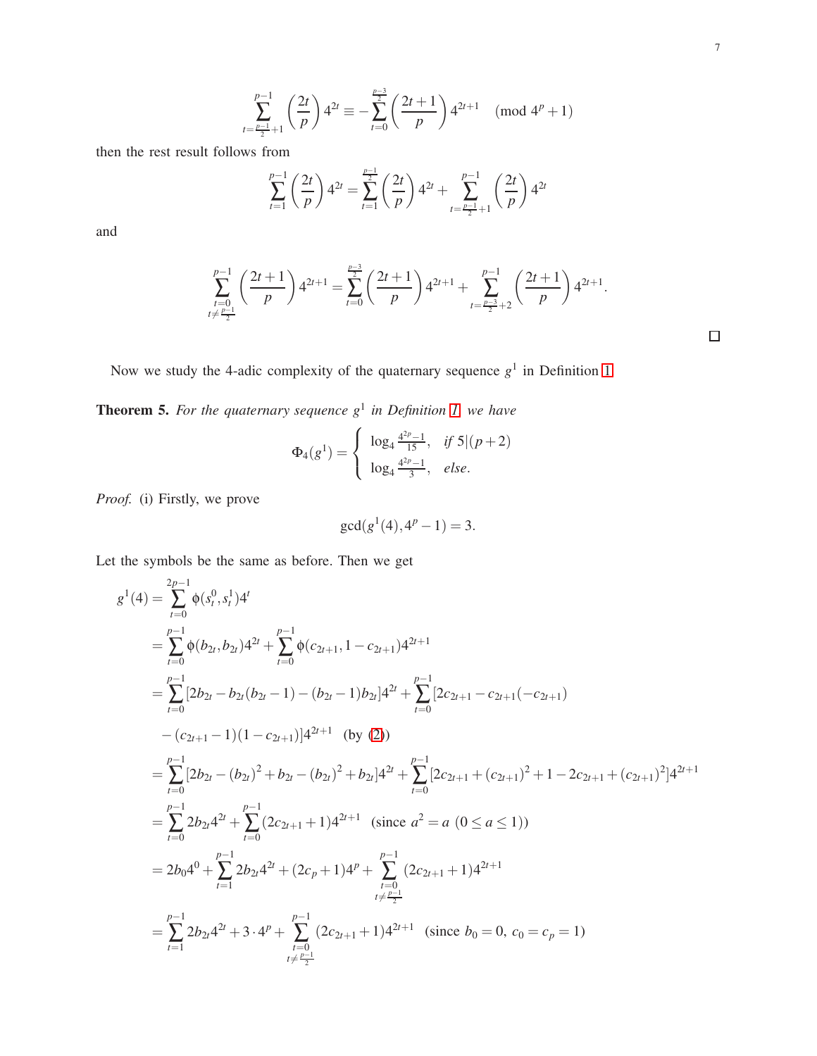$$\sum_{t=\frac{p-1}{2}+1}^{p-1} \left(\frac{2t}{p}\right) 4^{2t} \equiv -\sum_{t=0}^{\frac{p-3}{2}} \left(\frac{2t+1}{p}\right) 4^{2t+1} \pmod{4^p+1}$$

then the rest result follows from

$$\sum_{t=1}^{p-1} \left(\frac{2t}{p}\right) 4^{2t} = \sum_{t=1}^{\frac{p-1}{2}} \left(\frac{2t}{p}\right) 4^{2t} + \sum_{t=\frac{p-1}{2}+1}^{p-1} \left(\frac{2t}{p}\right) 4^{2t}$$

and

$$\sum_{\substack{t=0 \\ t\neq\frac{p-1}{2}}}^{p-1} \left(\frac{2t+1}{p}\right) 4^{2t+1} = \sum_{t=0}^{\frac{p-3}{2}} \left(\frac{2t+1}{p}\right) 4^{2t+1} + \sum_{t=\frac{p-3}{2}+2}^{p-1} \left(\frac{2t+1}{p}\right) 4^{2t+1}.$$

□

Now we study the 4-adic complexity of the quaternary sequence $g^1$ in Definition 1.

**Theorem 5.** *For the quaternary sequence $g^1$ in Definition 1, we have*

$$\Phi_4(g^1) = \begin{cases} \log_4 \frac{4^{2p}-1}{15}, & \text{if } 5|(p+2) \\ \log_4 \frac{4^{2p}-1}{3}, & \text{else}. \end{cases}$$

*Proof.* (i) Firstly, we prove

$$\gcd(g^1(4), 4^p-1) = 3.$$

Let the symbols be the same as before. Then we get

$$\begin{aligned}
g^1(4) &= \sum_{t=0}^{2p-1} \phi(s_t^0, s_t^1) 4^t \\
&= \sum_{t=0}^{p-1} \phi(b_{2t}, b_{2t}) 4^{2t} + \sum_{t=0}^{p-1} \phi(c_{2t+1}, 1-c_{2t+1}) 4^{2t+1} \\
&= \sum_{t=0}^{p-1} [2b_{2t} - b_{2t}(b_{2t}-1) - (b_{2t}-1)b_{2t}] 4^{2t} + \sum_{t=0}^{p-1} [2c_{2t+1} - c_{2t+1}(-c_{2t+1}) \\
&\quad - (c_{2t+1}-1)(1-c_{2t+1})] 4^{2t+1} \quad \text{(by (2))} \\
&= \sum_{t=0}^{p-1} [2b_{2t} - (b_{2t})^2 + b_{2t} - (b_{2t})^2 + b_{2t}] 4^{2t} + \sum_{t=0}^{p-1} [2c_{2t+1} + (c_{2t+1})^2 + 1 - 2c_{2t+1} + (c_{2t+1})^2] 4^{2t+1} \\
&= \sum_{t=0}^{p-1} 2b_{2t} 4^{2t} + \sum_{t=0}^{p-1} (2c_{2t+1}+1) 4^{2t+1} \quad (\text{since } a^2 = a \ (0 \leq a \leq 1)) \\
&= 2b_0 4^0 + \sum_{t=1}^{p-1} 2b_{2t} 4^{2t} + (2c_p+1) 4^p + \sum_{\substack{t=0 \\ t\neq\frac{p-1}{2}}}^{p-1} (2c_{2t+1}+1) 4^{2t+1} \\
&= \sum_{t=1}^{p-1} 2b_{2t} 4^{2t} + 3 \cdot 4^p + \sum_{\substack{t=0 \\ t\neq\frac{p-1}{2}}}^{p-1} (2c_{2t+1}+1) 4^{2t+1} \quad (\text{since } b_0 = 0,\ c_0 = c_p = 1)
\end{aligned}$$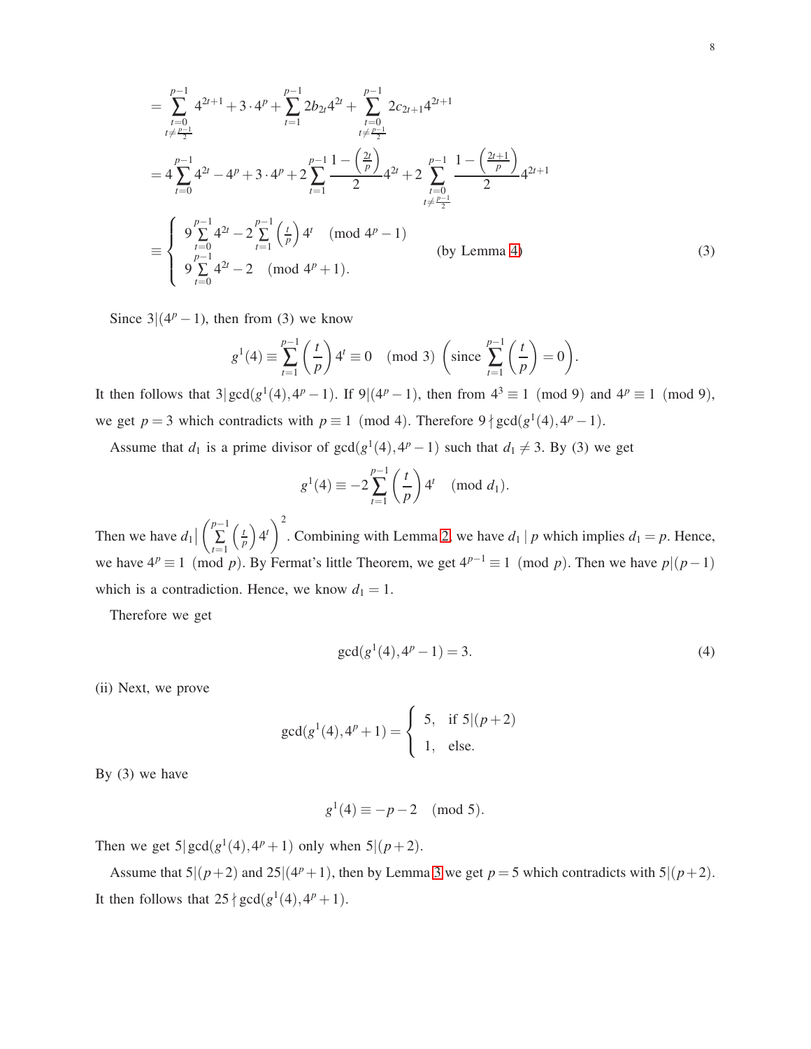$$
\begin{aligned}
&= \sum_{\substack{t=0\\ t\neq \frac{p-1}{2}}}^{p-1} 4^{2t+1} + 3\cdot 4^p + \sum_{t=1}^{p-1} 2b_{2t}4^{2t} + \sum_{\substack{t=0\\ t\neq \frac{p-1}{2}}}^{p-1} 2c_{2t+1}4^{2t+1} \\
&= 4\sum_{t=0}^{p-1} 4^{2t} - 4^p + 3\cdot 4^p + 2\sum_{t=1}^{p-1} \frac{1-\left(\frac{2t}{p}\right)}{2} 4^{2t} + 2\sum_{\substack{t=0\\ t\neq \frac{p-1}{2}}}^{p-1} \frac{1-\left(\frac{2t+1}{p}\right)}{2} 4^{2t+1} \\
&\equiv \begin{cases} 9\sum\limits_{t=0}^{p-1} 4^{2t} - 2\sum\limits_{t=1}^{p-1}\left(\frac{t}{p}\right)4^t \pmod{4^p-1} \\ 9\sum\limits_{t=0}^{p-1} 4^{2t} - 2 \pmod{4^p+1}. \end{cases} \qquad \text{(by Lemma 4)}
\end{aligned}
\tag{3}
$$

Since $3|(4^p-1)$, then from (3) we know

$$
g^1(4) \equiv \sum_{t=1}^{p-1}\left(\frac{t}{p}\right)4^t \equiv 0 \pmod 3 \; \left(\text{since } \sum_{t=1}^{p-1}\left(\frac{t}{p}\right) = 0\right).
$$

It then follows that $3|\gcd(g^1(4), 4^p-1)$. If $9|(4^p-1)$, then from $4^3 \equiv 1 \pmod 9$ and $4^p \equiv 1 \pmod 9$, we get $p=3$ which contradicts with $p \equiv 1 \pmod 4$. Therefore $9 \nmid \gcd(g^1(4), 4^p-1)$.

Assume that $d_1$ is a prime divisor of $\gcd(g^1(4), 4^p-1)$ such that $d_1 \neq 3$. By (3) we get

$$
g^1(4) \equiv -2\sum_{t=1}^{p-1}\left(\frac{t}{p}\right)4^t \pmod{d_1}.
$$

Then we have $d_1 | \left(\sum\limits_{t=1}^{p-1}\left(\frac{t}{p}\right)4^t\right)^2$. Combining with Lemma 2, we have $d_1 \mid p$ which implies $d_1 = p$. Hence, we have $4^p \equiv 1 \pmod p$. By Fermat's little Theorem, we get $4^{p-1} \equiv 1 \pmod p$. Then we have $p|(p-1)$ which is a contradiction. Hence, we know $d_1 = 1$.

Therefore we get

$$
\gcd(g^1(4), 4^p-1) = 3. \tag{4}
$$

(ii) Next, we prove

$$
\gcd(g^1(4), 4^p+1) = \begin{cases} 5, & \text{if } 5|(p+2) \\ 1, & \text{else.} \end{cases}
$$

By (3) we have

$$
g^1(4) \equiv -p-2 \pmod 5.
$$

Then we get $5|\gcd(g^1(4), 4^p+1)$ only when $5|(p+2)$.

Assume that $5|(p+2)$ and $25|(4^p+1)$, then by Lemma 3 we get $p=5$ which contradicts with $5|(p+2)$. It then follows that $25 \nmid \gcd(g^1(4), 4^p+1)$.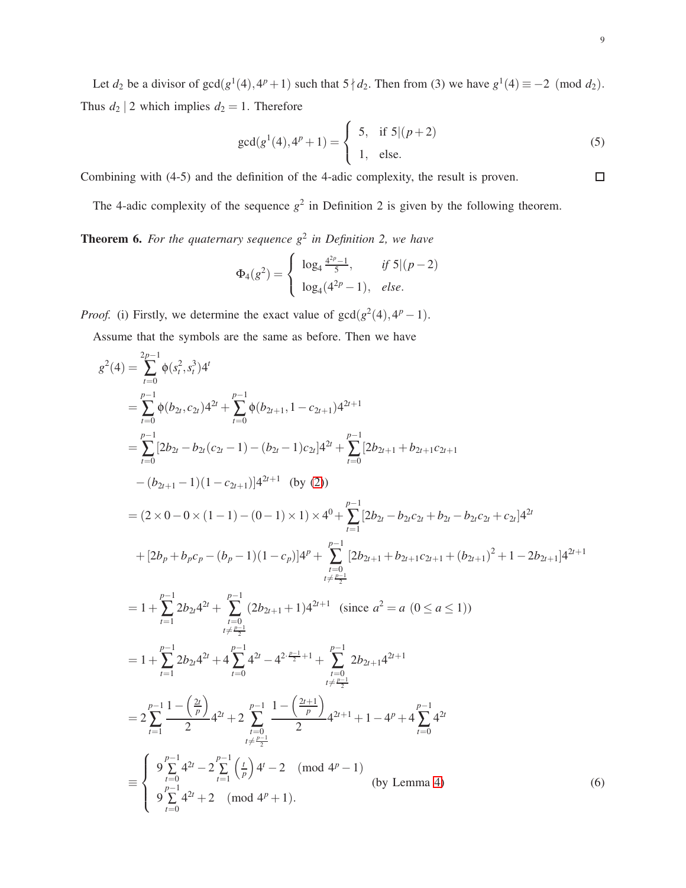Let $d_2$ be a divisor of $\gcd(g^1(4), 4^p+1)$ such that $5 \nmid d_2$. Then from (3) we have $g^1(4) \equiv -2 \pmod{d_2}$. Thus $d_2 \mid 2$ which implies $d_2 = 1$. Therefore

$$\gcd(g^1(4), 4^p+1) = \begin{cases} 5, & \text{if } 5|(p+2) \\ 1, & \text{else.} \end{cases} \tag{5}$$

Combining with (4-5) and the definition of the 4-adic complexity, the result is proven. $\square$

The 4-adic complexity of the sequence $g^2$ in Definition 2 is given by the following theorem.

**Theorem 6.** *For the quaternary sequence $g^2$ in Definition 2, we have*

$$\Phi_4(g^2) = \begin{cases} \log_4 \frac{4^{2p}-1}{5}, & \text{if } 5|(p-2) \\ \log_4(4^{2p}-1), & \text{else.} \end{cases}$$

*Proof.* (i) Firstly, we determine the exact value of $\gcd(g^2(4), 4^p-1)$.

Assume that the symbols are the same as before. Then we have

$$\begin{aligned}
g^2(4) &= \sum_{t=0}^{2p-1} \phi(s_t^2, s_t^3) 4^t \\
&= \sum_{t=0}^{p-1} \phi(b_{2t}, c_{2t}) 4^{2t} + \sum_{t=0}^{p-1} \phi(b_{2t+1}, 1-c_{2t+1}) 4^{2t+1} \\
&= \sum_{t=0}^{p-1} [2b_{2t} - b_{2t}(c_{2t}-1) - (b_{2t}-1)c_{2t}] 4^{2t} + \sum_{t=0}^{p-1} [2b_{2t+1} + b_{2t+1}c_{2t+1} \\
&\quad - (b_{2t+1}-1)(1-c_{2t+1})] 4^{2t+1} \quad \text{(by (2))} \\
&= (2\times 0 - 0\times(1-1) - (0-1)\times 1)\times 4^0 + \sum_{t=1}^{p-1} [2b_{2t} - b_{2t}c_{2t} + b_{2t} - b_{2t}c_{2t} + c_{2t}] 4^{2t} \\
&\quad + [2b_p + b_p c_p - (b_p - 1)(1-c_p)] 4^p + \sum_{\substack{t=0 \\ t\neq \frac{p-1}{2}}}^{p-1} [2b_{2t+1} + b_{2t+1}c_{2t+1} + (b_{2t+1})^2 + 1 - 2b_{2t+1}] 4^{2t+1} \\
&= 1 + \sum_{t=1}^{p-1} 2b_{2t} 4^{2t} + \sum_{\substack{t=0 \\ t\neq \frac{p-1}{2}}}^{p-1} (2b_{2t+1}+1) 4^{2t+1} \quad (\text{since } a^2 = a \ (0 \le a \le 1)) \\
&= 1 + \sum_{t=1}^{p-1} 2b_{2t} 4^{2t} + 4\sum_{t=0}^{p-1} 4^{2t} - 4^{2\cdot\frac{p-1}{2}+1} + \sum_{\substack{t=0 \\ t\neq \frac{p-1}{2}}}^{p-1} 2b_{2t+1} 4^{2t+1} \\
&= 2\sum_{t=1}^{p-1} \frac{1-\left(\frac{2t}{p}\right)}{2} 4^{2t} + 2\sum_{\substack{t=0 \\ t\neq \frac{p-1}{2}}}^{p-1} \frac{1-\left(\frac{2t+1}{p}\right)}{2} 4^{2t+1} + 1 - 4^p + 4\sum_{t=0}^{p-1} 4^{2t} \\
&\equiv \begin{cases} 9\sum\limits_{t=0}^{p-1} 4^{2t} - 2\sum\limits_{t=1}^{p-1} \left(\frac{t}{p}\right) 4^t - 2 \pmod{4^p-1} \\ 9\sum\limits_{t=0}^{p-1} 4^{2t} + 2 \pmod{4^p+1}. \end{cases} \quad \text{(by Lemma 4)}
\end{aligned} \tag{6}$$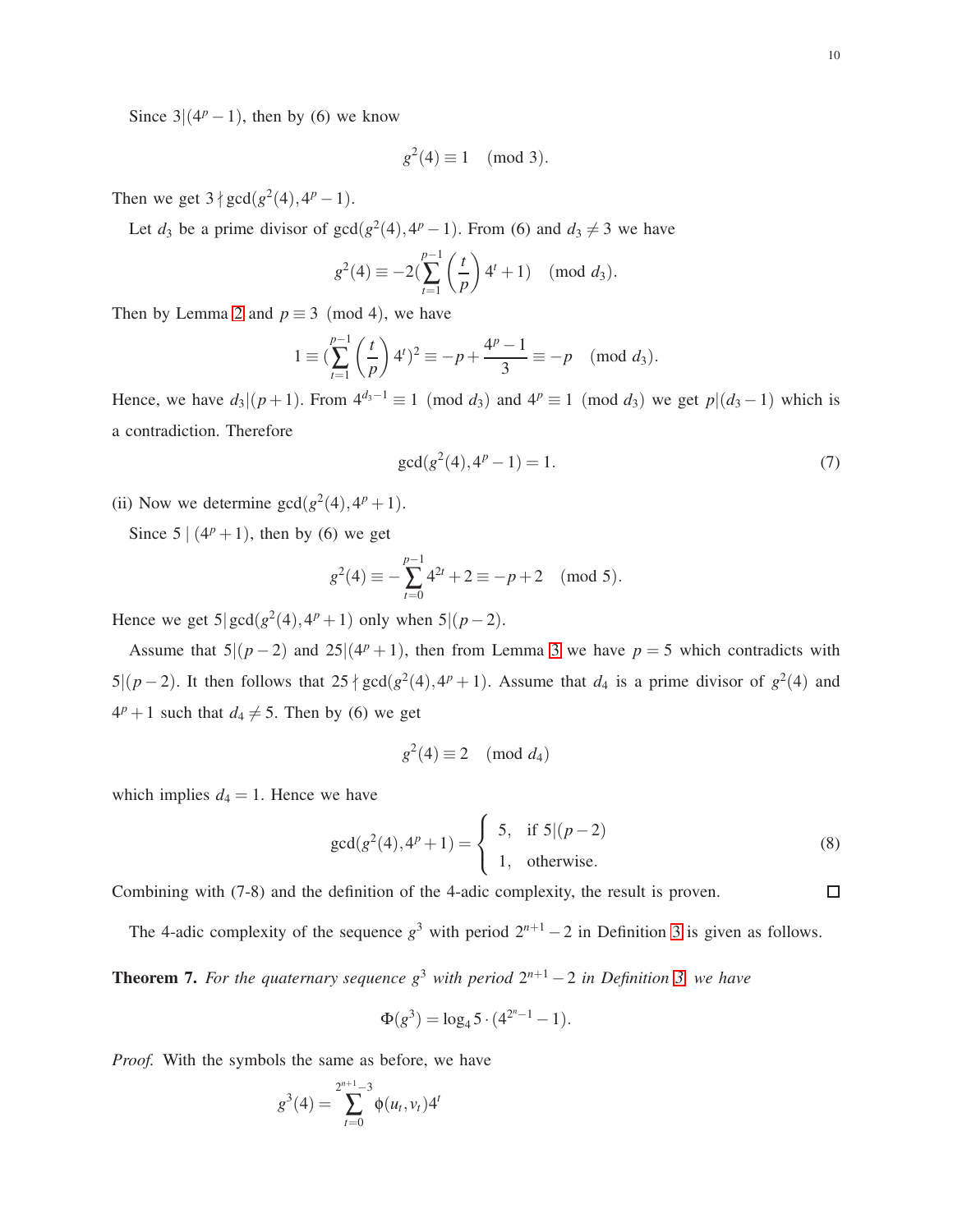Since $3|(4^p-1)$, then by (6) we know

$$g^2(4) \equiv 1 \pmod 3.$$

Then we get $3 \nmid \gcd(g^2(4), 4^p-1)$.

Let $d_3$ be a prime divisor of $\gcd(g^2(4), 4^p-1)$. From (6) and $d_3 \neq 3$ we have

$$g^2(4) \equiv -2(\sum_{t=1}^{p-1} \left(\frac{t}{p}\right) 4^t + 1) \pmod{d_3}.$$

Then by Lemma 2 and $p \equiv 3 \pmod 4$, we have

$$1 \equiv (\sum_{t=1}^{p-1} \left(\frac{t}{p}\right) 4^t)^2 \equiv -p + \frac{4^p-1}{3} \equiv -p \pmod{d_3}.$$

Hence, we have $d_3|(p+1)$. From $4^{d_3-1} \equiv 1 \pmod{d_3}$ and $4^p \equiv 1 \pmod{d_3}$ we get $p|(d_3-1)$ which is a contradiction. Therefore

$$\gcd(g^2(4), 4^p-1) = 1. \tag{7}$$

(ii) Now we determine $\gcd(g^2(4), 4^p+1)$.

Since $5 \mid (4^p+1)$, then by (6) we get

$$g^2(4) \equiv -\sum_{t=0}^{p-1} 4^{2t} + 2 \equiv -p+2 \pmod 5.$$

Hence we get $5|\gcd(g^2(4), 4^p+1)$ only when $5|(p-2)$.

Assume that $5|(p-2)$ and $25|(4^p+1)$, then from Lemma 3 we have $p=5$ which contradicts with $5|(p-2)$. It then follows that $25 \nmid \gcd(g^2(4), 4^p+1)$. Assume that $d_4$ is a prime divisor of $g^2(4)$ and $4^p+1$ such that $d_4 \neq 5$. Then by (6) we get

$$g^2(4) \equiv 2 \pmod{d_4}$$

which implies $d_4 = 1$. Hence we have

$$\gcd(g^2(4), 4^p+1) = \begin{cases} 5, & \text{if } 5|(p-2) \\ 1, & \text{otherwise.} \end{cases} \tag{8}$$

Combining with (7-8) and the definition of the 4-adic complexity, the result is proven. □

The 4-adic complexity of the sequence $g^3$ with period $2^{n+1}-2$ in Definition 3 is given as follows.

**Theorem 7.** *For the quaternary sequence $g^3$ with period $2^{n+1}-2$ in Definition 3 we have*

$$\Phi(g^3) = \log_4 5 \cdot (4^{2^n-1}-1).$$

*Proof.* With the symbols the same as before, we have

$$g^3(4) = \sum_{t=0}^{2^{n+1}-3} \phi(u_t, v_t) 4^t$$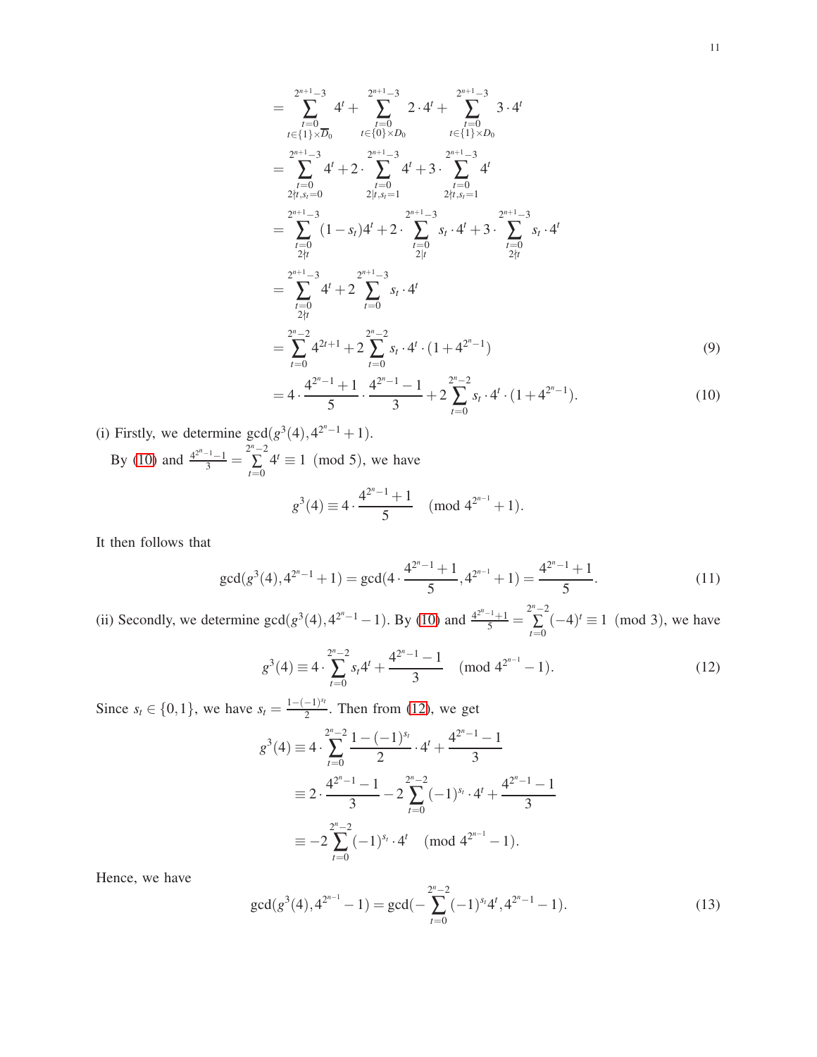$$
\begin{aligned}
&= \sum_{\substack{t=0 \\ t \in \{1\} \times \overline{D}_0}}^{2^{n+1}-3} 4^t + \sum_{\substack{t=0 \\ t \in \{0\} \times D_0}}^{2^{n+1}-3} 2 \cdot 4^t + \sum_{\substack{t=0 \\ t \in \{1\} \times D_0}}^{2^{n+1}-3} 3 \cdot 4^t \\
&= \sum_{\substack{t=0 \\ 2 \nmid t, s_t=0}}^{2^{n+1}-3} 4^t + 2 \cdot \sum_{\substack{t=0 \\ 2 \mid t, s_t=1}}^{2^{n+1}-3} 4^t + 3 \cdot \sum_{\substack{t=0 \\ 2 \nmid t, s_t=1}}^{2^{n+1}-3} 4^t \\
&= \sum_{\substack{t=0 \\ 2 \nmid t}}^{2^{n+1}-3} (1-s_t) 4^t + 2 \cdot \sum_{\substack{t=0 \\ 2 \mid t}}^{2^{n+1}-3} s_t \cdot 4^t + 3 \cdot \sum_{\substack{t=0 \\ 2 \nmid t}}^{2^{n+1}-3} s_t \cdot 4^t \\
&= \sum_{\substack{t=0 \\ 2 \nmid t}}^{2^{n+1}-3} 4^t + 2 \sum_{t=0}^{2^{n+1}-3} s_t \cdot 4^t \\
&= \sum_{t=0}^{2^n-2} 4^{2t+1} + 2 \sum_{t=0}^{2^n-2} s_t \cdot 4^t \cdot (1 + 4^{2^n-1}) \qquad (9) \\
&= 4 \cdot \frac{4^{2^n-1}+1}{5} \cdot \frac{4^{2^n-1}-1}{3} + 2 \sum_{t=0}^{2^n-2} s_t \cdot 4^t \cdot (1 + 4^{2^n-1}). \qquad (10)
\end{aligned}
$$

(i) Firstly, we determine $\gcd(g^3(4), 4^{2^n-1}+1)$.

By (10) and $\frac{4^{2^n-1}-1}{3} = \sum_{t=0}^{2^n-2} 4^t \equiv 1 \pmod 5$, we have

$$
g^3(4) \equiv 4 \cdot \frac{4^{2^n-1}+1}{5} \pmod{4^{2^{n-1}}+1}.
$$

It then follows that

$$
\gcd(g^3(4), 4^{2^n-1}+1) = \gcd(4 \cdot \frac{4^{2^n-1}+1}{5}, 4^{2^{n-1}}+1) = \frac{4^{2^n-1}+1}{5}. \qquad (11)
$$

(ii) Secondly, we determine $\gcd(g^3(4), 4^{2^n-1}-1)$. By (10) and $\frac{4^{2^n-1}+1}{5} = \sum_{t=0}^{2^n-2} (-4)^t \equiv 1 \pmod 3$, we have

$$
g^3(4) \equiv 4 \cdot \sum_{t=0}^{2^n-2} s_t 4^t + \frac{4^{2^n-1}-1}{3} \pmod{4^{2^{n-1}}-1}. \qquad (12)
$$

Since $s_t \in \{0,1\}$, we have $s_t = \frac{1-(-1)^{s_t}}{2}$. Then from (12), we get

$$
\begin{aligned}
g^3(4) &\equiv 4 \cdot \sum_{t=0}^{2^n-2} \frac{1-(-1)^{s_t}}{2} \cdot 4^t + \frac{4^{2^n-1}-1}{3} \\
&\equiv 2 \cdot \frac{4^{2^n-1}-1}{3} - 2 \sum_{t=0}^{2^n-2} (-1)^{s_t} \cdot 4^t + \frac{4^{2^n-1}-1}{3} \\
&\equiv -2 \sum_{t=0}^{2^n-2} (-1)^{s_t} \cdot 4^t \pmod{4^{2^{n-1}}-1}.
\end{aligned}
$$

Hence, we have

$$
\gcd(g^3(4), 4^{2^{n-1}}-1) = \gcd(-\sum_{t=0}^{2^n-2} (-1)^{s_t} 4^t, 4^{2^n-1}-1). \qquad (13)
$$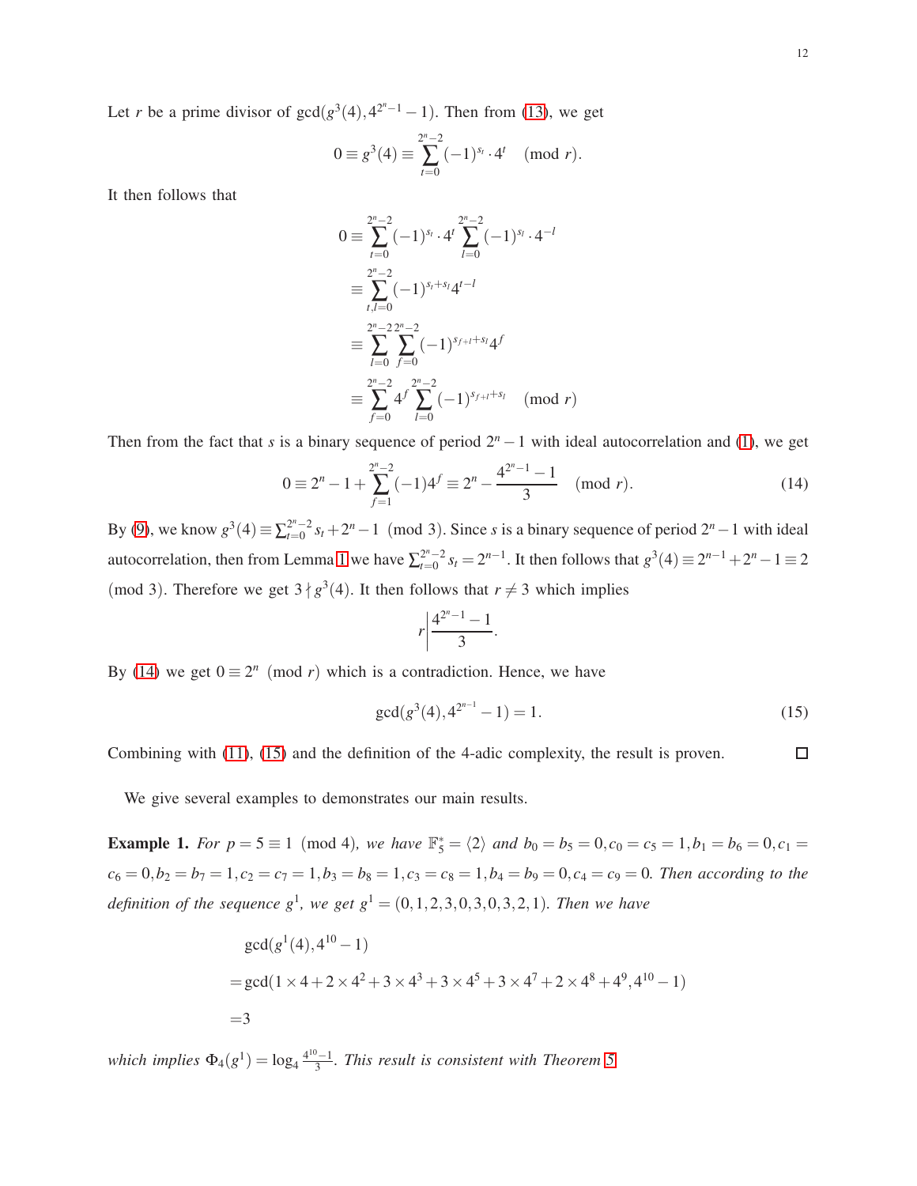Let $r$ be a prime divisor of $\gcd(g^3(4), 4^{2^n-1}-1)$. Then from (13), we get

$$0 \equiv g^3(4) \equiv \sum_{t=0}^{2^n-2} (-1)^{s_t} \cdot 4^t \pmod{r}.$$

It then follows that

$$\begin{aligned}
0 &\equiv \sum_{t=0}^{2^n-2} (-1)^{s_t} \cdot 4^t \sum_{l=0}^{2^n-2} (-1)^{s_l} \cdot 4^{-l} \\
&\equiv \sum_{t,l=0}^{2^n-2} (-1)^{s_t+s_l} 4^{t-l} \\
&\equiv \sum_{l=0}^{2^n-2} \sum_{f=0}^{2^n-2} (-1)^{s_{f+l}+s_l} 4^f \\
&\equiv \sum_{f=0}^{2^n-2} 4^f \sum_{l=0}^{2^n-2} (-1)^{s_{f+l}+s_l} \pmod{r}
\end{aligned}$$

Then from the fact that $s$ is a binary sequence of period $2^n-1$ with ideal autocorrelation and (1), we get

$$0 \equiv 2^n - 1 + \sum_{f=1}^{2^n-2} (-1) 4^f \equiv 2^n - \frac{4^{2^n-1}-1}{3} \pmod{r}. \tag{14}$$

By (9), we know $g^3(4) \equiv \sum_{t=0}^{2^n-2} s_t + 2^n - 1 \pmod{3}$. Since $s$ is a binary sequence of period $2^n-1$ with ideal autocorrelation, then from Lemma 1 we have $\sum_{t=0}^{2^n-2} s_t = 2^{n-1}$. It then follows that $g^3(4) \equiv 2^{n-1} + 2^n - 1 \equiv 2 \pmod{3}$. Therefore we get $3 \nmid g^3(4)$. It then follows that $r \neq 3$ which implies

$$r \left| \frac{4^{2^n-1}-1}{3} \right..$$

By (14) we get $0 \equiv 2^n \pmod{r}$ which is a contradiction. Hence, we have

$$\gcd(g^3(4), 4^{2^{n-1}} - 1) = 1. \tag{15}$$

Combining with (11), (15) and the definition of the 4-adic complexity, the result is proven. $\square$

We give several examples to demonstrates our main results.

**Example 1.** *For $p = 5 \equiv 1 \pmod{4}$, we have $\mathbb{F}_5^* = \langle 2 \rangle$ and $b_0 = b_5 = 0, c_0 = c_5 = 1, b_1 = b_6 = 0, c_1 = c_6 = 0, b_2 = b_7 = 1, c_2 = c_7 = 1, b_3 = b_8 = 1, c_3 = c_8 = 1, b_4 = b_9 = 0, c_4 = c_9 = 0$. Then according to the definition of the sequence $g^1$, we get $g^1 = (0,1,2,3,0,3,0,3,2,1)$. Then we have*

$$\begin{aligned}
&\gcd(g^1(4), 4^{10}-1) \\
=&\gcd(1 \times 4 + 2 \times 4^2 + 3 \times 4^3 + 3 \times 4^5 + 3 \times 4^7 + 2 \times 4^8 + 4^9, 4^{10}-1) \\
=&3
\end{aligned}$$

*which implies $\Phi_4(g^1) = \log_4 \frac{4^{10}-1}{3}$. This result is consistent with Theorem 5.*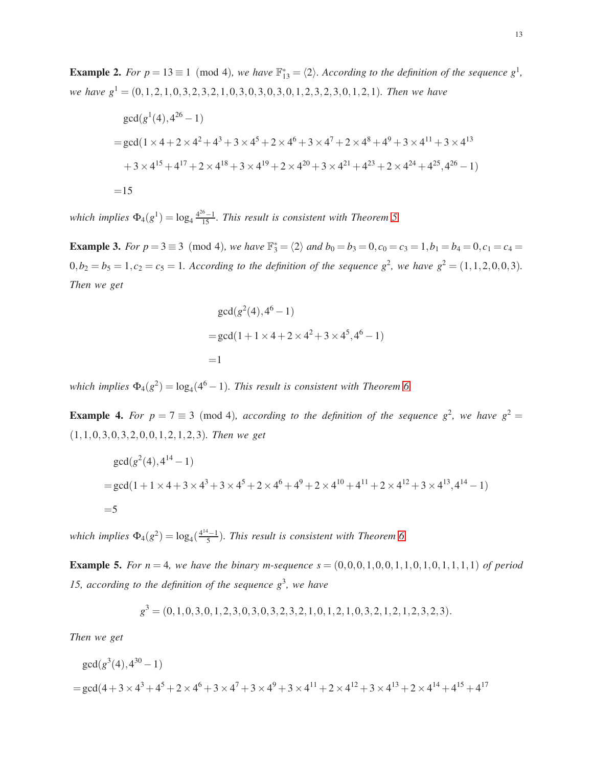**Example 2.** *For $p = 13 \equiv 1 \pmod 4$, we have $\mathbb{F}_{13}^* = \langle 2 \rangle$. According to the definition of the sequence $g^1$, we have $g^1 = (0,1,2,1,0,3,2,3,2,1,0,3,0,3,0,3,0,1,2,3,2,3,0,1,2,1)$. Then we have*

$$
\begin{aligned}
&\gcd(g^1(4), 4^{26}-1)\\
=&\gcd(1\times 4 + 2\times 4^2 + 4^3 + 3\times 4^5 + 2\times 4^6 + 3\times 4^7 + 2\times 4^8 + 4^9 + 3\times 4^{11} + 3\times 4^{13}\\
&+ 3\times 4^{15} + 4^{17} + 2\times 4^{18} + 3\times 4^{19} + 2\times 4^{20} + 3\times 4^{21} + 4^{23} + 2\times 4^{24} + 4^{25}, 4^{26}-1)\\
=&15
\end{aligned}
$$

*which implies $\Phi_4(g^1) = \log_4 \frac{4^{26}-1}{15}$. This result is consistent with Theorem 5.*

**Example 3.** *For $p = 3 \equiv 3 \pmod 4$, we have $\mathbb{F}_3^* = \langle 2 \rangle$ and $b_0 = b_3 = 0, c_0 = c_3 = 1, b_1 = b_4 = 0, c_1 = c_4 = 0, b_2 = b_5 = 1, c_2 = c_5 = 1$. According to the definition of the sequence $g^2$, we have $g^2 = (1,1,2,0,0,3)$. Then we get*

$$
\begin{aligned}
&\gcd(g^2(4), 4^6-1)\\
=&\gcd(1 + 1\times 4 + 2\times 4^2 + 3\times 4^5, 4^6-1)\\
=&1
\end{aligned}
$$

*which implies $\Phi_4(g^2) = \log_4(4^6-1)$. This result is consistent with Theorem 6.*

**Example 4.** *For $p = 7 \equiv 3 \pmod 4$, according to the definition of the sequence $g^2$, we have $g^2 = (1,1,0,3,0,3,2,0,0,1,2,1,2,3)$. Then we get*

$$
\begin{aligned}
&\gcd(g^2(4), 4^{14}-1)\\
=&\gcd(1 + 1\times 4 + 3\times 4^3 + 3\times 4^5 + 2\times 4^6 + 4^9 + 2\times 4^{10} + 4^{11} + 2\times 4^{12} + 3\times 4^{13}, 4^{14}-1)\\
=&5
\end{aligned}
$$

*which implies $\Phi_4(g^2) = \log_4(\frac{4^{14}-1}{5})$. This result is consistent with Theorem 6.*

**Example 5.** *For $n = 4$, we have the binary m-sequence $s = (0,0,0,1,0,0,1,1,0,1,0,1,1,1,1)$ of period 15, according to the definition of the sequence $g^3$, we have*

$$
g^3 = (0,1,0,3,0,1,2,3,0,3,0,3,2,3,2,1,0,1,2,1,0,3,2,1,2,1,2,3,2,3).
$$

*Then we get*

$$
\begin{aligned}
&\gcd(g^3(4), 4^{30}-1)\\
=&\gcd(4 + 3\times 4^3 + 4^5 + 2\times 4^6 + 3\times 4^7 + 3\times 4^9 + 3\times 4^{11} + 2\times 4^{12} + 3\times 4^{13} + 2\times 4^{14} + 4^{15} + 4^{17}
\end{aligned}
$$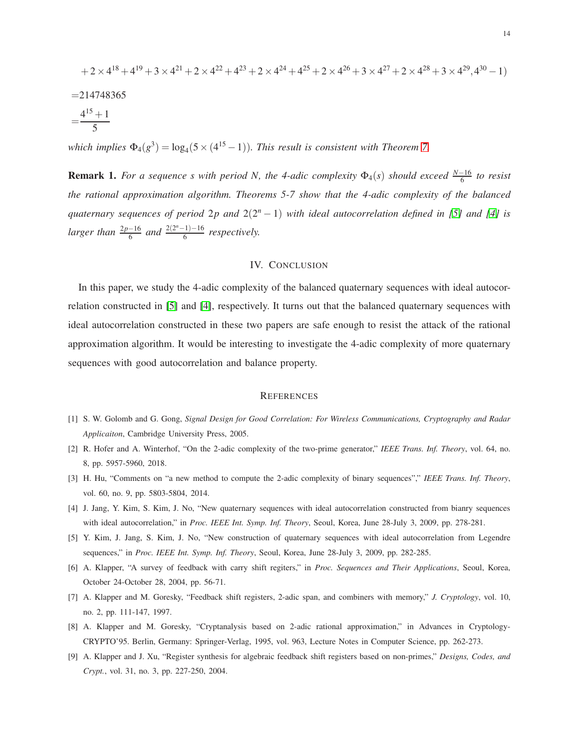$$+2\times 4^{18}+4^{19}+3\times 4^{21}+2\times 4^{22}+4^{23}+2\times 4^{24}+4^{25}+2\times 4^{26}+3\times 4^{27}+2\times 4^{28}+3\times 4^{29},4^{30}-1)$$

$$=214748365$$

$$=\frac{4^{15}+1}{5}$$

*which implies* $\Phi_4(g^3)=\log_4(5\times(4^{15}-1))$. *This result is consistent with Theorem 7.*

**Remark 1.** *For a sequence s with period N, the 4-adic complexity* $\Phi_4(s)$ *should exceed* $\frac{N-16}{6}$ *to resist the rational approximation algorithm. Theorems 5-7 show that the 4-adic complexity of the balanced quaternary sequences of period* $2p$ *and* $2(2^n-1)$ *with ideal autocorrelation defined in [5] and [4] is larger than* $\frac{2p-16}{6}$ *and* $\frac{2(2^n-1)-16}{6}$ *respectively.*

## IV. Conclusion

In this paper, we study the 4-adic complexity of the balanced quaternary sequences with ideal autocorrelation constructed in [5] and [4], respectively. It turns out that the balanced quaternary sequences with ideal autocorrelation constructed in these two papers are safe enough to resist the attack of the rational approximation algorithm. It would be interesting to investigate the 4-adic complexity of more quaternary sequences with good autocorrelation and balance property.

## References

[1] S. W. Golomb and G. Gong, *Signal Design for Good Correlation: For Wireless Communications, Cryptography and Radar Applicaiton*, Cambridge University Press, 2005.

[2] R. Hofer and A. Winterhof, "On the 2-adic complexity of the two-prime generator," *IEEE Trans. Inf. Theory*, vol. 64, no. 8, pp. 5957-5960, 2018.

[3] H. Hu, "Comments on "a new method to compute the 2-adic complexity of binary sequences"," *IEEE Trans. Inf. Theory*, vol. 60, no. 9, pp. 5803-5804, 2014.

[4] J. Jang, Y. Kim, S. Kim, J. No, "New quaternary sequences with ideal autocorrelation constructed from bianry sequences with ideal autocorrelation," in *Proc. IEEE Int. Symp. Inf. Theory*, Seoul, Korea, June 28-July 3, 2009, pp. 278-281.

[5] Y. Kim, J. Jang, S. Kim, J. No, "New construction of quaternary sequences with ideal autocorrelation from Legendre sequences," in *Proc. IEEE Int. Symp. Inf. Theory*, Seoul, Korea, June 28-July 3, 2009, pp. 282-285.

[6] A. Klapper, "A survey of feedback with carry shift regiters," in *Proc. Sequences and Their Applications*, Seoul, Korea, October 24-October 28, 2004, pp. 56-71.

[7] A. Klapper and M. Goresky, "Feedback shift registers, 2-adic span, and combiners with memory," *J. Cryptology*, vol. 10, no. 2, pp. 111-147, 1997.

[8] A. Klapper and M. Goresky, "Cryptanalysis based on 2-adic rational approximation," in Advances in Cryptology-CRYPTO'95. Berlin, Germany: Springer-Verlag, 1995, vol. 963, Lecture Notes in Computer Science, pp. 262-273.

[9] A. Klapper and J. Xu, "Register synthesis for algebraic feedback shift registers based on non-primes," *Designs, Codes, and Crypt.*, vol. 31, no. 3, pp. 227-250, 2004.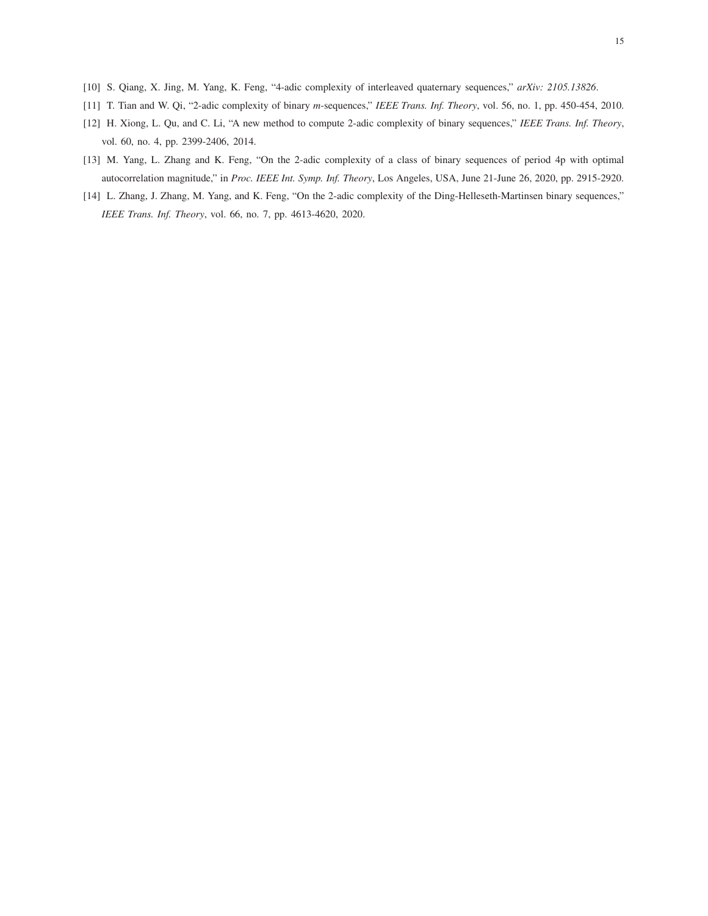[10] S. Qiang, X. Jing, M. Yang, K. Feng, "4-adic complexity of interleaved quaternary sequences," *arXiv: 2105.13826*.

[11] T. Tian and W. Qi, "2-adic complexity of binary *m*-sequences," *IEEE Trans. Inf. Theory*, vol. 56, no. 1, pp. 450-454, 2010.

[12] H. Xiong, L. Qu, and C. Li, "A new method to compute 2-adic complexity of binary sequences," *IEEE Trans. Inf. Theory*, vol. 60, no. 4, pp. 2399-2406, 2014.

[13] M. Yang, L. Zhang and K. Feng, "On the 2-adic complexity of a class of binary sequences of period 4p with optimal autocorrelation magnitude," in *Proc. IEEE Int. Symp. Inf. Theory*, Los Angeles, USA, June 21-June 26, 2020, pp. 2915-2920.

[14] L. Zhang, J. Zhang, M. Yang, and K. Feng, "On the 2-adic complexity of the Ding-Helleseth-Martinsen binary sequences," *IEEE Trans. Inf. Theory*, vol. 66, no. 7, pp. 4613-4620, 2020.